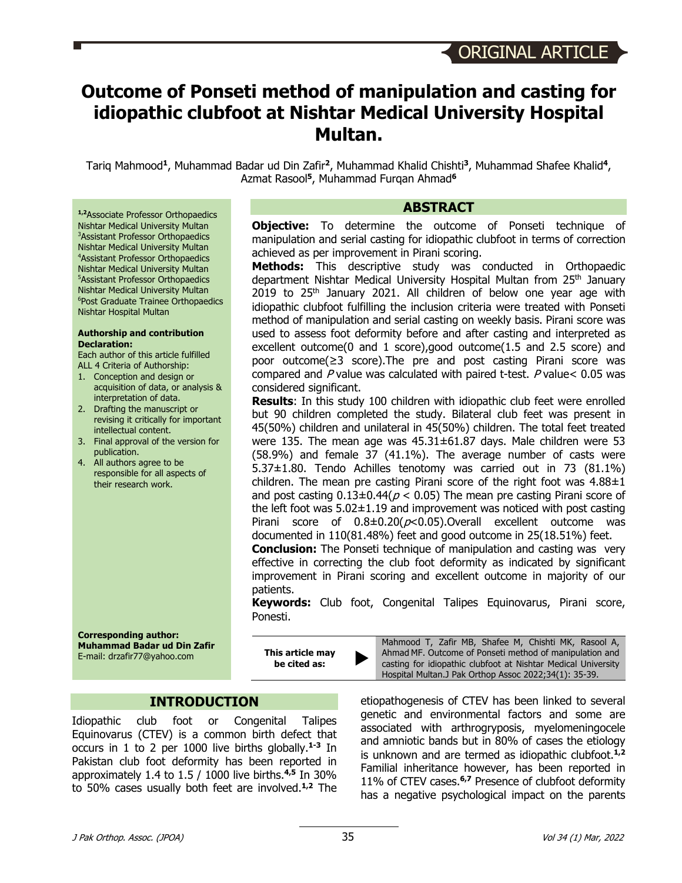ORIGINAL ARTICLE

# Outcome of Ponseti method of manipulation and casting for idiopathic clubfoot at Nishtar Medical University Hospital Multan.

Tariq Mahmood[1], Muhammad Badar ud Din Zafir[2], Muhammad Khalid Chishti[3], Muhammad Shafee Khalid[4], Azmat Rasool[5], Muhammad Furqan Ahmad[6]

[1,2]Associate Professor Orthopaedics Nishtar Medical University Multan
[3]Assistant Professor Orthopaedics Nishtar Medical University Multan
[4]Assistant Professor Orthopaedics Nishtar Medical University Multan
[5]Assistant Professor Orthopaedics Nishtar Medical University Multan
[6]Post Graduate Trainee Orthopaedics Nishtar Hospital Multan

**Authorship and contribution Declaration:**

Each author of this article fulfilled ALL 4 Criteria of Authorship:

1. Conception and design or acquisition of data, or analysis & interpretation of data.
2. Drafting the manuscript or revising it critically for important intellectual content.
3. Final approval of the version for publication.
4. All authors agree to be responsible for all aspects of their research work.

**Corresponding author:**
**Muhammad Badar ud Din Zafir**
E-mail: drzafir77@yahoo.com

## ABSTRACT

**Objective:** To determine the outcome of Ponseti technique of manipulation and serial casting for idiopathic clubfoot in terms of correction achieved as per improvement in Pirani scoring.

**Methods:** This descriptive study was conducted in Orthopaedic department Nishtar Medical University Hospital Multan from 25th January 2019 to 25th January 2021. All children of below one year age with idiopathic clubfoot fulfilling the inclusion criteria were treated with Ponseti method of manipulation and serial casting on weekly basis. Pirani score was used to assess foot deformity before and after casting and interpreted as excellent outcome(0 and 1 score),good outcome(1.5 and 2.5 score) and poor outcome(≥3 score).The pre and post casting Pirani score was compared and *P* value was calculated with paired t-test. *P* value< 0.05 was considered significant.

**Results**: In this study 100 children with idiopathic club feet were enrolled but 90 children completed the study. Bilateral club feet was present in 45(50%) children and unilateral in 45(50%) children. The total feet treated were 135. The mean age was 45.31±61.87 days. Male children were 53 (58.9%) and female 37 (41.1%). The average number of casts were 5.37±1.80. Tendo Achilles tenotomy was carried out in 73 (81.1%) children. The mean pre casting Pirani score of the right foot was 4.88±1 and post casting 0.13±0.44($p < 0.05$) The mean pre casting Pirani score of the left foot was 5.02±1.19 and improvement was noticed with post casting Pirani score of 0.8±0.20($p<0.05$).Overall excellent outcome was documented in 110(81.48%) feet and good outcome in 25(18.51%) feet.

**Conclusion:** The Ponseti technique of manipulation and casting was very effective in correcting the club foot deformity as indicated by significant improvement in Pirani scoring and excellent outcome in majority of our patients.

**Keywords:** Club foot, Congenital Talipes Equinovarus, Pirani score, Ponesti.

**This article may be cited as:** Mahmood T, Zafir MB, Shafee M, Chishti MK, Rasool A, Ahmad MF. Outcome of Ponseti method of manipulation and casting for idiopathic clubfoot at Nishtar Medical University Hospital Multan.J Pak Orthop Assoc 2022;34(1): 35-39.

## INTRODUCTION

Idiopathic club foot or Congenital Talipes Equinovarus (CTEV) is a common birth defect that occurs in 1 to 2 per 1000 live births globally.[1-3] In Pakistan club foot deformity has been reported in approximately 1.4 to 1.5 / 1000 live births.[4,5] In 30% to 50% cases usually both feet are involved.[1,2] The etiopathogenesis of CTEV has been linked to several genetic and environmental factors and some are associated with arthrogryposis, myelomeningocele and amniotic bands but in 80% of cases the etiology is unknown and are termed as idiopathic clubfoot.[1,2] Familial inheritance however, has been reported in 11% of CTEV cases.[6,7] Presence of clubfoot deformity has a negative psychological impact on the parents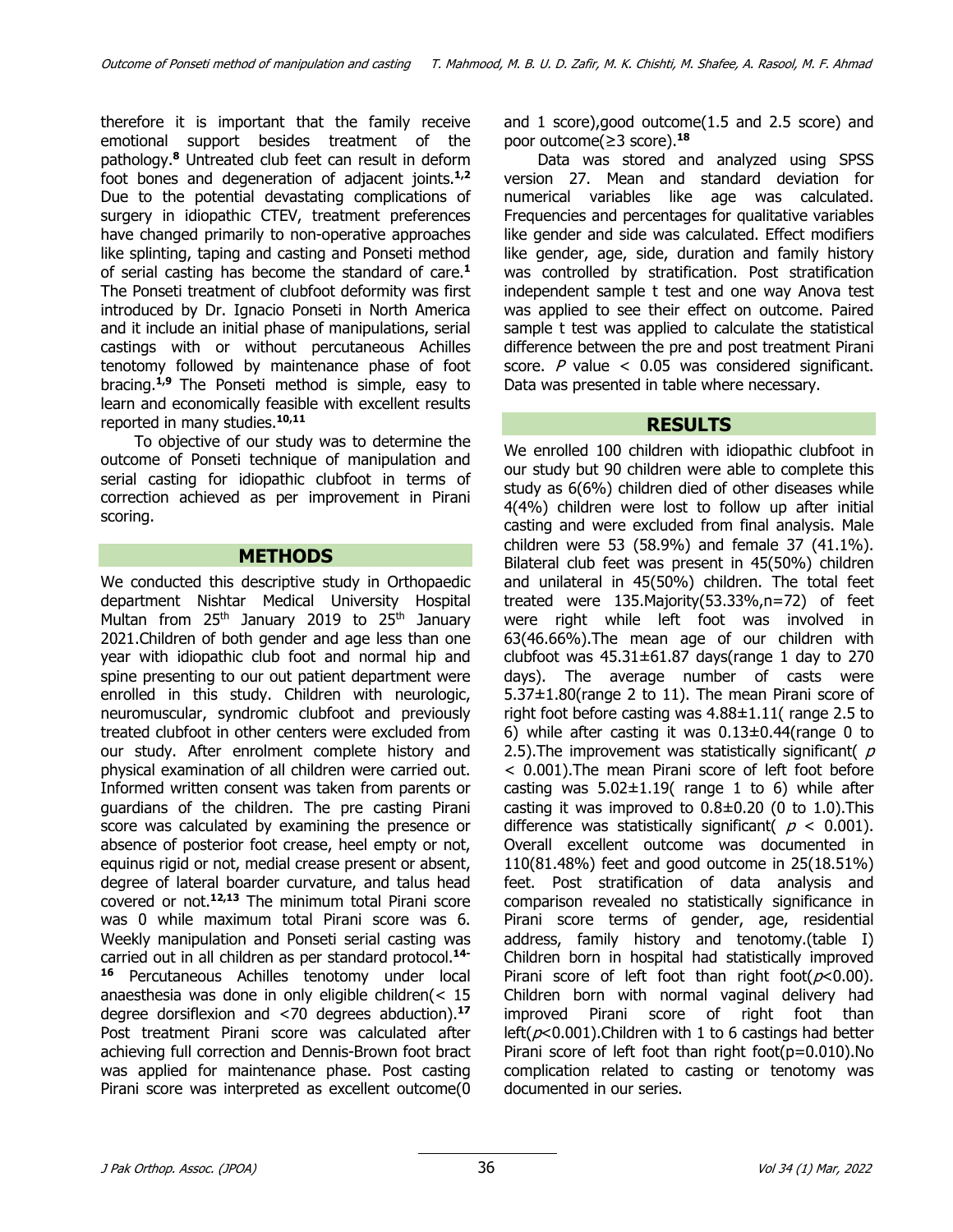therefore it is important that the family receive emotional support besides treatment of the pathology.[8] Untreated club feet can result in deform foot bones and degeneration of adjacent joints.[1,2] Due to the potential devastating complications of surgery in idiopathic CTEV, treatment preferences have changed primarily to non-operative approaches like splinting, taping and casting and Ponseti method of serial casting has become the standard of care.[1] The Ponseti treatment of clubfoot deformity was first introduced by Dr. Ignacio Ponseti in North America and it include an initial phase of manipulations, serial castings with or without percutaneous Achilles tenotomy followed by maintenance phase of foot bracing.[1,9] The Ponseti method is simple, easy to learn and economically feasible with excellent results reported in many studies.[10,11]

To objective of our study was to determine the outcome of Ponseti technique of manipulation and serial casting for idiopathic clubfoot in terms of correction achieved as per improvement in Pirani scoring.

## METHODS

We conducted this descriptive study in Orthopaedic department Nishtar Medical University Hospital Multan from 25th January 2019 to 25th January 2021.Children of both gender and age less than one year with idiopathic club foot and normal hip and spine presenting to our out patient department were enrolled in this study. Children with neurologic, neuromuscular, syndromic clubfoot and previously treated clubfoot in other centers were excluded from our study. After enrolment complete history and physical examination of all children were carried out. Informed written consent was taken from parents or guardians of the children. The pre casting Pirani score was calculated by examining the presence or absence of posterior foot crease, heel empty or not, equinus rigid or not, medial crease present or absent, degree of lateral boarder curvature, and talus head covered or not.[12,13] The minimum total Pirani score was 0 while maximum total Pirani score was 6. Weekly manipulation and Ponseti serial casting was carried out in all children as per standard protocol.[14-16] Percutaneous Achilles tenotomy under local anaesthesia was done in only eligible children(< 15 degree dorsiflexion and <70 degrees abduction).[17] Post treatment Pirani score was calculated after achieving full correction and Dennis-Brown foot bract was applied for maintenance phase. Post casting Pirani score was interpreted as excellent outcome(0 and 1 score),good outcome(1.5 and 2.5 score) and poor outcome(≥3 score).[18]

Data was stored and analyzed using SPSS version 27. Mean and standard deviation for numerical variables like age was calculated. Frequencies and percentages for qualitative variables like gender and side was calculated. Effect modifiers like gender, age, side, duration and family history was controlled by stratification. Post stratification independent sample t test and one way Anova test was applied to see their effect on outcome. Paired sample t test was applied to calculate the statistical difference between the pre and post treatment Pirani score. $P$ value < 0.05 was considered significant. Data was presented in table where necessary.

## RESULTS

We enrolled 100 children with idiopathic clubfoot in our study but 90 children were able to complete this study as 6(6%) children died of other diseases while 4(4%) children were lost to follow up after initial casting and were excluded from final analysis. Male children were 53 (58.9%) and female 37 (41.1%). Bilateral club feet was present in 45(50%) children and unilateral in 45(50%) children. The total feet treated were 135.Majority(53.33%,n=72) of feet were right while left foot was involved in 63(46.66%).The mean age of our children with clubfoot was 45.31±61.87 days(range 1 day to 270 days). The average number of casts were 5.37±1.80(range 2 to 11). The mean Pirani score of right foot before casting was 4.88±1.11( range 2.5 to 6) while after casting it was 0.13±0.44(range 0 to 2.5).The improvement was statistically significant( $p < 0.001$).The mean Pirani score of left foot before casting was 5.02±1.19( range 1 to 6) while after casting it was improved to 0.8±0.20 (0 to 1.0).This difference was statistically significant( $p < 0.001$). Overall excellent outcome was documented in 110(81.48%) feet and good outcome in 25(18.51%) feet. Post stratification of data analysis and comparison revealed no statistically significance in Pirani score terms of gender, age, residential address, family history and tenotomy.(table I) Children born in hospital had statistically improved Pirani score of left foot than right foot($p$<0.00). Children born with normal vaginal delivery had improved Pirani score of right foot than left($p$<0.001).Children with 1 to 6 castings had better Pirani score of left foot than right foot(p=0.010).No complication related to casting or tenotomy was documented in our series.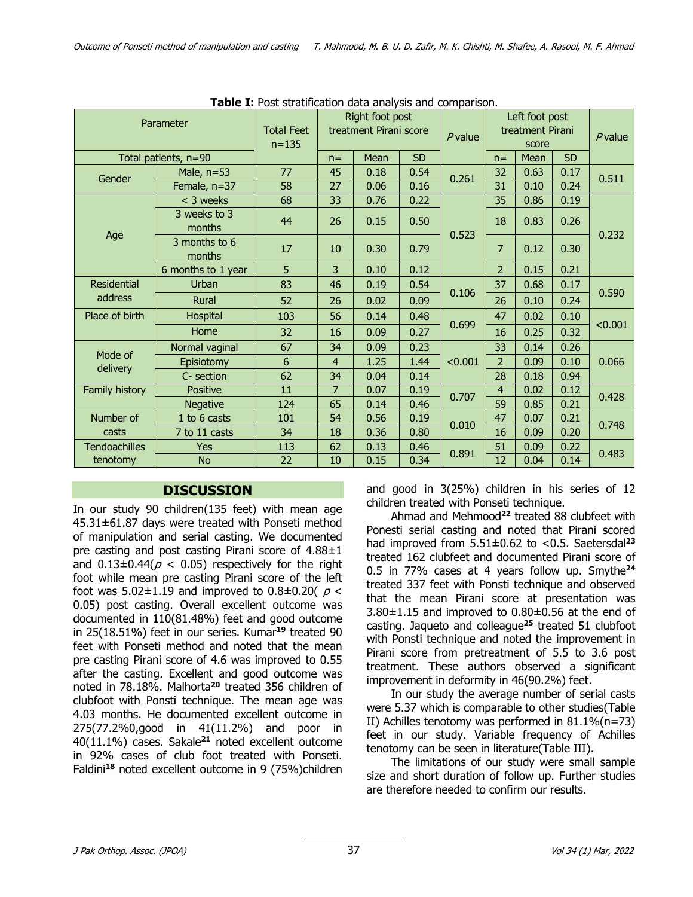**Table I:** Post stratification data analysis and comparison.

| Parameter | | Total Feet n=135 | Right foot post treatment Pirani score | | | *P* value | Left foot post treatment Pirani score | | | *P* value |
|---|---|---|---|---|---|---|---|---|---|---|
| Total patients, n=90 | | | n= | Mean | SD | | n= | Mean | SD | |
| Gender | Male, n=53 | 77 | 45 | 0.18 | 0.54 | 0.261 | 32 | 0.63 | 0.17 | 0.511 |
| | Female, n=37 | 58 | 27 | 0.06 | 0.16 | | 31 | 0.10 | 0.24 | |
| Age | < 3 weeks | 68 | 33 | 0.76 | 0.22 | 0.523 | 35 | 0.86 | 0.19 | 0.232 |
| | 3 weeks to 3 months | 44 | 26 | 0.15 | 0.50 | | 18 | 0.83 | 0.26 | |
| | 3 months to 6 months | 17 | 10 | 0.30 | 0.79 | | 7 | 0.12 | 0.30 | |
| | 6 months to 1 year | 5 | 3 | 0.10 | 0.12 | | 2 | 0.15 | 0.21 | |
| Residential address | Urban | 83 | 46 | 0.19 | 0.54 | 0.106 | 37 | 0.68 | 0.17 | 0.590 |
| | Rural | 52 | 26 | 0.02 | 0.09 | | 26 | 0.10 | 0.24 | |
| Place of birth | Hospital | 103 | 56 | 0.14 | 0.48 | 0.699 | 47 | 0.02 | 0.10 | <0.001 |
| | Home | 32 | 16 | 0.09 | 0.27 | | 16 | 0.25 | 0.32 | |
| Mode of delivery | Normal vaginal | 67 | 34 | 0.09 | 0.23 | <0.001 | 33 | 0.14 | 0.26 | 0.066 |
| | Episiotomy | 6 | 4 | 1.25 | 1.44 | | 2 | 0.09 | 0.10 | |
| | C- section | 62 | 34 | 0.04 | 0.14 | | 28 | 0.18 | 0.94 | |
| Family history | Positive | 11 | 7 | 0.07 | 0.19 | 0.707 | 4 | 0.02 | 0.12 | 0.428 |
| | Negative | 124 | 65 | 0.14 | 0.46 | | 59 | 0.85 | 0.21 | |
| Number of casts | 1 to 6 casts | 101 | 54 | 0.56 | 0.19 | 0.010 | 47 | 0.07 | 0.21 | 0.748 |
| | 7 to 11 casts | 34 | 18 | 0.36 | 0.80 | | 16 | 0.09 | 0.20 | |
| Tendoachilles tenotomy | Yes | 113 | 62 | 0.13 | 0.46 | 0.891 | 51 | 0.09 | 0.22 | 0.483 |
| | No | 22 | 10 | 0.15 | 0.34 | | 12 | 0.04 | 0.14 | |

## DISCUSSION

In our study 90 children(135 feet) with mean age 45.31±61.87 days were treated with Ponseti method of manipulation and serial casting. We documented pre casting and post casting Pirani score of 4.88±1 and 0.13±0.44($p < 0.05$) respectively for the right foot while mean pre casting Pirani score of the left foot was 5.02±1.19 and improved to 0.8±0.20( $p < 0.05$) post casting. Overall excellent outcome was documented in 110(81.48%) feet and good outcome in 25(18.51%) feet in our series. Kumar[19] treated 90 feet with Ponseti method and noted that the mean pre casting Pirani score of 4.6 was improved to 0.55 after the casting. Excellent and good outcome was noted in 78.18%. Malhorta[20] treated 356 children of clubfoot with Ponsti technique. The mean age was 4.03 months. He documented excellent outcome in 275(77.2%0,good in 41(11.2%) and poor in 40(11.1%) cases. Sakale[21] noted excellent outcome in 92% cases of club foot treated with Ponseti. Faldini[18] noted excellent outcome in 9 (75%)children and good in 3(25%) children in his series of 12 children treated with Ponseti technique.

Ahmad and Mehmood[22] treated 88 clubfeet with Ponesti serial casting and noted that Pirani scored had improved from 5.51±0.62 to <0.5. Saetersdal[23] treated 162 clubfeet and documented Pirani score of 0.5 in 77% cases at 4 years follow up. Smythe[24] treated 337 feet with Ponsti technique and observed that the mean Pirani score at presentation was 3.80±1.15 and improved to 0.80±0.56 at the end of casting. Jaqueto and colleague[25] treated 51 clubfoot with Ponsti technique and noted the improvement in Pirani score from pretreatment of 5.5 to 3.6 post treatment. These authors observed a significant improvement in deformity in 46(90.2%) feet.

In our study the average number of serial casts were 5.37 which is comparable to other studies(Table II) Achilles tenotomy was performed in 81.1%(n=73) feet in our study. Variable frequency of Achilles tenotomy can be seen in literature(Table III).

The limitations of our study were small sample size and short duration of follow up. Further studies are therefore needed to confirm our results.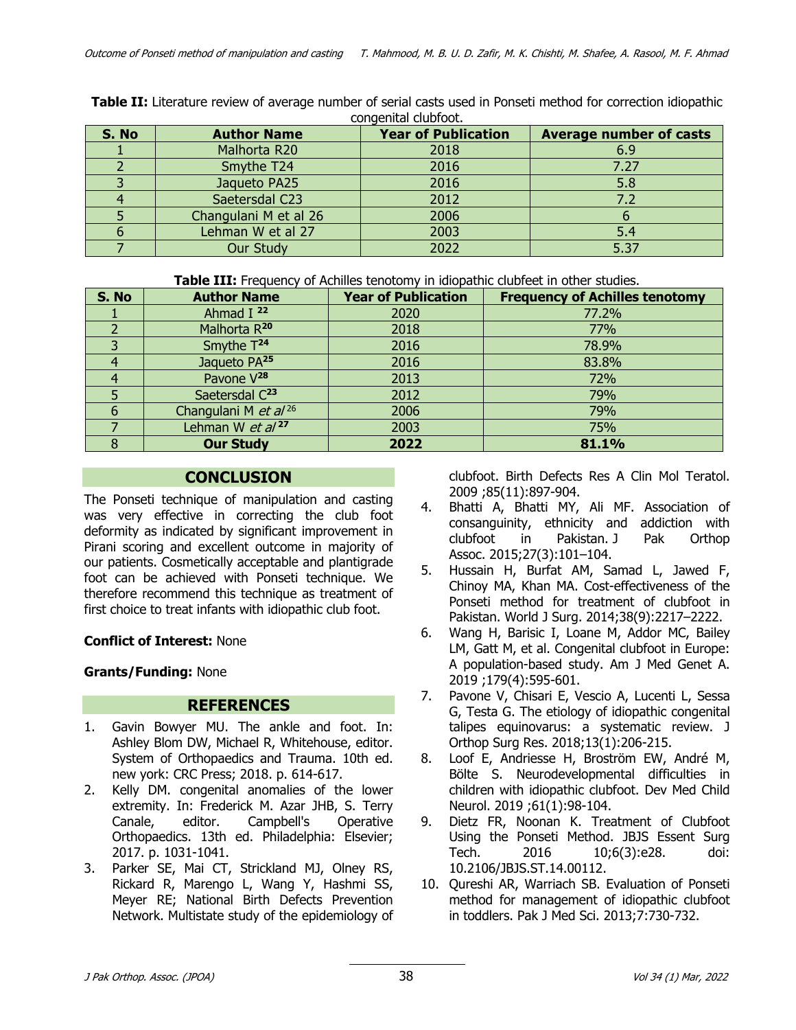**Table II:** Literature review of average number of serial casts used in Ponseti method for correction idiopathic congenital clubfoot.

| S. No | Author Name | Year of Publication | Average number of casts |
|---|---|---|---|
| 1 | Malhorta R20 | 2018 | 6.9 |
| 2 | Smythe T24 | 2016 | 7.27 |
| 3 | Jaqueto PA25 | 2016 | 5.8 |
| 4 | Saetersdal C23 | 2012 | 7.2 |
| 5 | Changulani M et al 26 | 2006 | 6 |
| 6 | Lehman W et al 27 | 2003 | 5.4 |
| 7 | Our Study | 2022 | 5.37 |

**Table III:** Frequency of Achilles tenotomy in idiopathic clubfeet in other studies.

| S. No | Author Name | Year of Publication | Frequency of Achilles tenotomy |
|---|---|---|---|
| 1 | Ahmad I [22] | 2020 | 77.2% |
| 2 | Malhorta R[20] | 2018 | 77% |
| 3 | Smythe T[24] | 2016 | 78.9% |
| 4 | Jaqueto PA[25] | 2016 | 83.8% |
| 4 | Pavone V[28] | 2013 | 72% |
| 5 | Saetersdal C[23] | 2012 | 79% |
| 6 | Changulani M *et al* [26] | 2006 | 79% |
| 7 | Lehman W *et al* [27] | 2003 | 75% |
| 8 | **Our Study** | **2022** | **81.1%** |

## CONCLUSION

The Ponseti technique of manipulation and casting was very effective in correcting the club foot deformity as indicated by significant improvement in Pirani scoring and excellent outcome in majority of our patients. Cosmetically acceptable and plantigrade foot can be achieved with Ponseti technique. We therefore recommend this technique as treatment of first choice to treat infants with idiopathic club foot.

**Conflict of Interest:** None

**Grants/Funding:** None

## REFERENCES

1. Gavin Bowyer MU. The ankle and foot. In: Ashley Blom DW, Michael R, Whitehouse, editor. System of Orthopaedics and Trauma. 10th ed. new york: CRC Press; 2018. p. 614-617.
2. Kelly DM. congenital anomalies of the lower extremity. In: Frederick M. Azar JHB, S. Terry Canale, editor. Campbell's Operative Orthopaedics. 13th ed. Philadelphia: Elsevier; 2017. p. 1031-1041.
3. Parker SE, Mai CT, Strickland MJ, Olney RS, Rickard R, Marengo L, Wang Y, Hashmi SS, Meyer RE; National Birth Defects Prevention Network. Multistate study of the epidemiology of clubfoot. Birth Defects Res A Clin Mol Teratol. 2009 ;85(11):897-904.
4. Bhatti A, Bhatti MY, Ali MF. Association of consanguinity, ethnicity and addiction with clubfoot in Pakistan. J Pak Orthop Assoc. 2015;27(3):101–104.
5. Hussain H, Burfat AM, Samad L, Jawed F, Chinoy MA, Khan MA. Cost-effectiveness of the Ponseti method for treatment of clubfoot in Pakistan. World J Surg. 2014;38(9):2217–2222.
6. Wang H, Barisic I, Loane M, Addor MC, Bailey LM, Gatt M, et al. Congenital clubfoot in Europe: A population-based study. Am J Med Genet A. 2019 ;179(4):595-601.
7. Pavone V, Chisari E, Vescio A, Lucenti L, Sessa G, Testa G. The etiology of idiopathic congenital talipes equinovarus: a systematic review. J Orthop Surg Res. 2018;13(1):206-215.
8. Loof E, Andriesse H, Broström EW, André M, Bölte S. Neurodevelopmental difficulties in children with idiopathic clubfoot. Dev Med Child Neurol. 2019 ;61(1):98-104.
9. Dietz FR, Noonan K. Treatment of Clubfoot Using the Ponseti Method. JBJS Essent Surg Tech. 2016 10;6(3):e28. doi: 10.2106/JBJS.ST.14.00112.
10. Qureshi AR, Warriach SB. Evaluation of Ponseti method for management of idiopathic clubfoot in toddlers. Pak J Med Sci. 2013;7:730-732.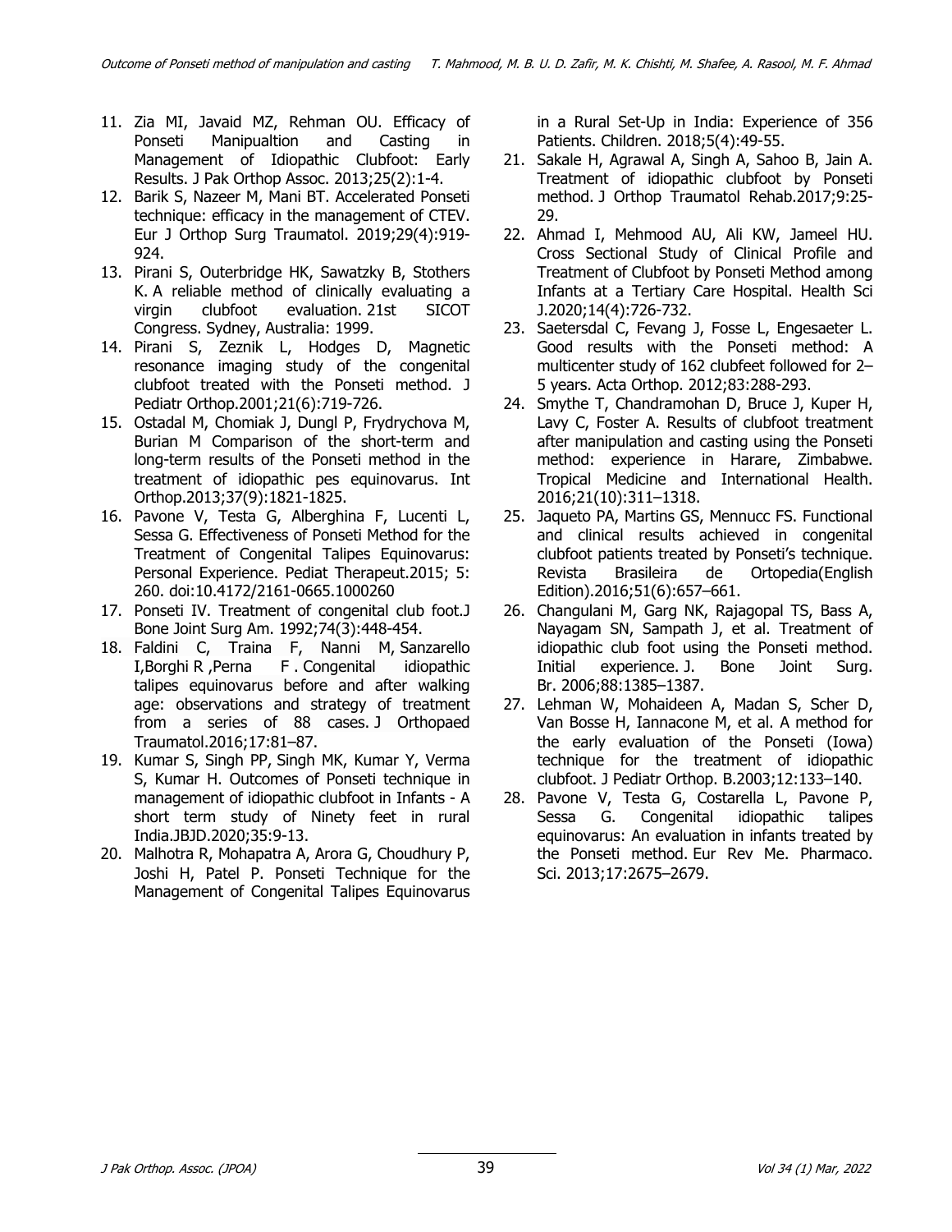11. Zia MI, Javaid MZ, Rehman OU. Efficacy of Ponseti Manipualtion and Casting in Management of Idiopathic Clubfoot: Early Results. J Pak Orthop Assoc. 2013;25(2):1-4.
12. Barik S, Nazeer M, Mani BT. Accelerated Ponseti technique: efficacy in the management of CTEV. Eur J Orthop Surg Traumatol. 2019;29(4):919-924.
13. Pirani S, Outerbridge HK, Sawatzky B, Stothers K. A reliable method of clinically evaluating a virgin clubfoot evaluation. 21st SICOT Congress. Sydney, Australia: 1999.
14. Pirani S, Zeznik L, Hodges D, Magnetic resonance imaging study of the congenital clubfoot treated with the Ponseti method. J Pediatr Orthop.2001;21(6):719-726.
15. Ostadal M, Chomiak J, Dungl P, Frydrychova M, Burian M Comparison of the short-term and long-term results of the Ponseti method in the treatment of idiopathic pes equinovarus. Int Orthop.2013;37(9):1821-1825.
16. Pavone V, Testa G, Alberghina F, Lucenti L, Sessa G. Effectiveness of Ponseti Method for the Treatment of Congenital Talipes Equinovarus: Personal Experience. Pediat Therapeut.2015; 5: 260. doi:10.4172/2161-0665.1000260
17. Ponseti IV. Treatment of congenital club foot.J Bone Joint Surg Am. 1992;74(3):448-454.
18. Faldini C, Traina F, Nanni M, Sanzarello I,Borghi R ,Perna F . Congenital idiopathic talipes equinovarus before and after walking age: observations and strategy of treatment from a series of 88 cases. J Orthopaed Traumatol.2016;17:81–87.
19. Kumar S, Singh PP, Singh MK, Kumar Y, Verma S, Kumar H. Outcomes of Ponseti technique in management of idiopathic clubfoot in Infants - A short term study of Ninety feet in rural India.JBJD.2020;35:9-13.
20. Malhotra R, Mohapatra A, Arora G, Choudhury P, Joshi H, Patel P. Ponseti Technique for the Management of Congenital Talipes Equinovarus in a Rural Set-Up in India: Experience of 356 Patients. Children. 2018;5(4):49-55.
21. Sakale H, Agrawal A, Singh A, Sahoo B, Jain A. Treatment of idiopathic clubfoot by Ponseti method. J Orthop Traumatol Rehab.2017;9:25-29.
22. Ahmad I, Mehmood AU, Ali KW, Jameel HU. Cross Sectional Study of Clinical Profile and Treatment of Clubfoot by Ponseti Method among Infants at a Tertiary Care Hospital. Health Sci J.2020;14(4):726-732.
23. Saetersdal C, Fevang J, Fosse L, Engesaeter L. Good results with the Ponseti method: A multicenter study of 162 clubfeet followed for 2–5 years. Acta Orthop. 2012;83:288-293.
24. Smythe T, Chandramohan D, Bruce J, Kuper H, Lavy C, Foster A. Results of clubfoot treatment after manipulation and casting using the Ponseti method: experience in Harare, Zimbabwe. Tropical Medicine and International Health. 2016;21(10):311–1318.
25. Jaqueto PA, Martins GS, Mennucc FS. Functional and clinical results achieved in congenital clubfoot patients treated by Ponseti's technique. Revista Brasileira de Ortopedia(English Edition).2016;51(6):657–661.
26. Changulani M, Garg NK, Rajagopal TS, Bass A, Nayagam SN, Sampath J, et al. Treatment of idiopathic club foot using the Ponseti method. Initial experience. J. Bone Joint Surg. Br. 2006;88:1385–1387.
27. Lehman W, Mohaideen A, Madan S, Scher D, Van Bosse H, Iannacone M, et al. A method for the early evaluation of the Ponseti (Iowa) technique for the treatment of idiopathic clubfoot. J Pediatr Orthop. B.2003;12:133–140.
28. Pavone V, Testa G, Costarella L, Pavone P, Sessa G. Congenital idiopathic talipes equinovarus: An evaluation in infants treated by the Ponseti method. Eur Rev Me. Pharmaco. Sci. 2013;17:2675–2679.